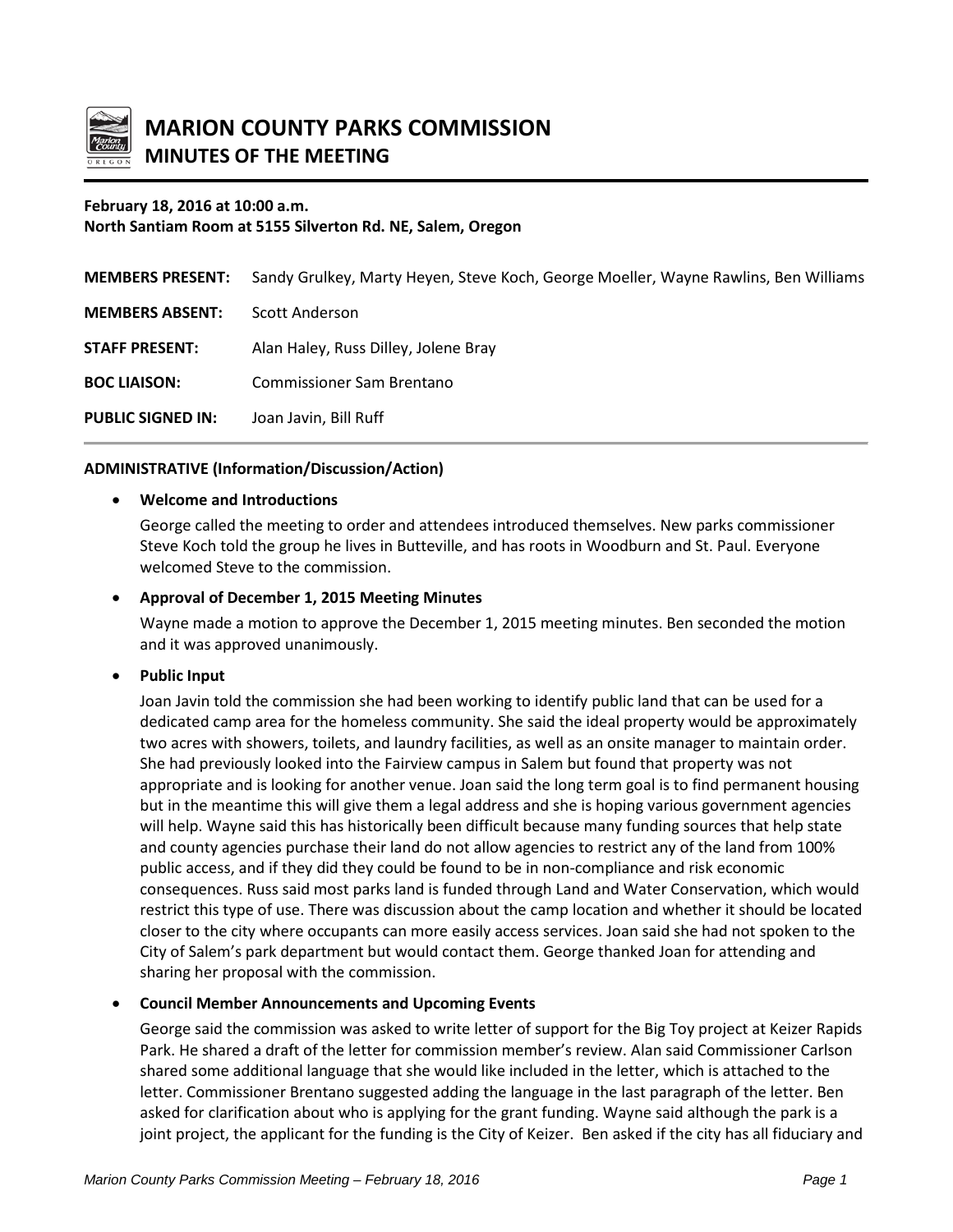# MARION COUNTY PARKS COMMISSION

## MINUTES OF THE MEETING

**February 18, 2016 at 10:00 a.m.**
**North Santiam Room at 5155 Silverton Rd. NE, Salem, Oregon**

| | |
|---|---|
| **MEMBERS PRESENT:** | Sandy Grulkey, Marty Heyen, Steve Koch, George Moeller, Wayne Rawlins, Ben Williams |
| **MEMBERS ABSENT:** | Scott Anderson |
| **STAFF PRESENT:** | Alan Haley, Russ Dilley, Jolene Bray |
| **BOC LIAISON:** | Commissioner Sam Brentano |
| **PUBLIC SIGNED IN:** | Joan Javin, Bill Ruff |

**ADMINISTRATIVE (Information/Discussion/Action)**

- **Welcome and Introductions**

  George called the meeting to order and attendees introduced themselves. New parks commissioner Steve Koch told the group he lives in Butteville, and has roots in Woodburn and St. Paul. Everyone welcomed Steve to the commission.

- **Approval of December 1, 2015 Meeting Minutes**

  Wayne made a motion to approve the December 1, 2015 meeting minutes. Ben seconded the motion and it was approved unanimously.

- **Public Input**

  Joan Javin told the commission she had been working to identify public land that can be used for a dedicated camp area for the homeless community. She said the ideal property would be approximately two acres with showers, toilets, and laundry facilities, as well as an onsite manager to maintain order. She had previously looked into the Fairview campus in Salem but found that property was not appropriate and is looking for another venue. Joan said the long term goal is to find permanent housing but in the meantime this will give them a legal address and she is hoping various government agencies will help. Wayne said this has historically been difficult because many funding sources that help state and county agencies purchase their land do not allow agencies to restrict any of the land from 100% public access, and if they did they could be found to be in non-compliance and risk economic consequences. Russ said most parks land is funded through Land and Water Conservation, which would restrict this type of use. There was discussion about the camp location and whether it should be located closer to the city where occupants can more easily access services. Joan said she had not spoken to the City of Salem's park department but would contact them. George thanked Joan for attending and sharing her proposal with the commission.

- **Council Member Announcements and Upcoming Events**

  George said the commission was asked to write letter of support for the Big Toy project at Keizer Rapids Park. He shared a draft of the letter for commission member's review. Alan said Commissioner Carlson shared some additional language that she would like included in the letter, which is attached to the letter. Commissioner Brentano suggested adding the language in the last paragraph of the letter. Ben asked for clarification about who is applying for the grant funding. Wayne said although the park is a joint project, the applicant for the funding is the City of Keizer. Ben asked if the city has all fiduciary and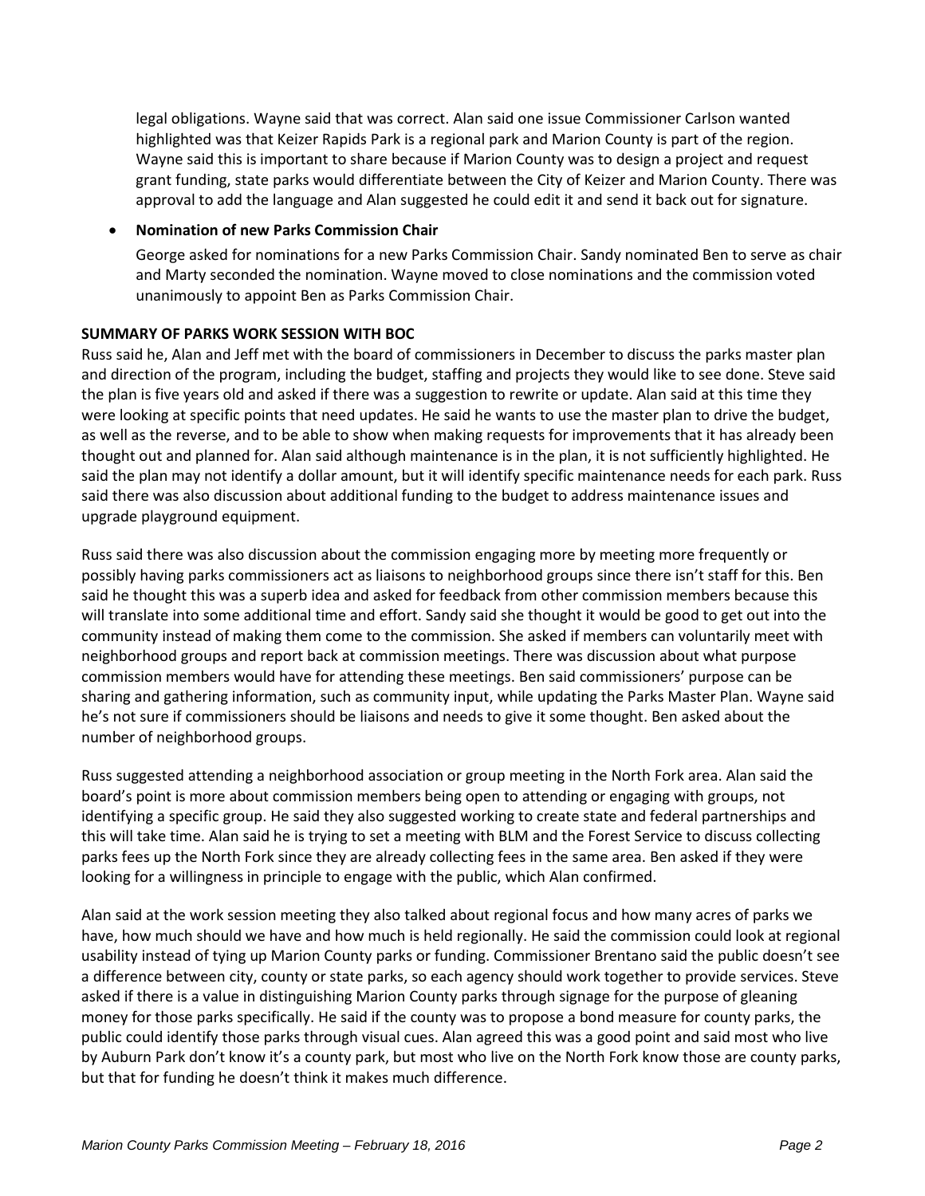legal obligations. Wayne said that was correct. Alan said one issue Commissioner Carlson wanted highlighted was that Keizer Rapids Park is a regional park and Marion County is part of the region. Wayne said this is important to share because if Marion County was to design a project and request grant funding, state parks would differentiate between the City of Keizer and Marion County. There was approval to add the language and Alan suggested he could edit it and send it back out for signature.

- **Nomination of new Parks Commission Chair**

  George asked for nominations for a new Parks Commission Chair. Sandy nominated Ben to serve as chair and Marty seconded the nomination. Wayne moved to close nominations and the commission voted unanimously to appoint Ben as Parks Commission Chair.

**SUMMARY OF PARKS WORK SESSION WITH BOC**

Russ said he, Alan and Jeff met with the board of commissioners in December to discuss the parks master plan and direction of the program, including the budget, staffing and projects they would like to see done. Steve said the plan is five years old and asked if there was a suggestion to rewrite or update. Alan said at this time they were looking at specific points that need updates. He said he wants to use the master plan to drive the budget, as well as the reverse, and to be able to show when making requests for improvements that it has already been thought out and planned for. Alan said although maintenance is in the plan, it is not sufficiently highlighted. He said the plan may not identify a dollar amount, but it will identify specific maintenance needs for each park. Russ said there was also discussion about additional funding to the budget to address maintenance issues and upgrade playground equipment.

Russ said there was also discussion about the commission engaging more by meeting more frequently or possibly having parks commissioners act as liaisons to neighborhood groups since there isn't staff for this. Ben said he thought this was a superb idea and asked for feedback from other commission members because this will translate into some additional time and effort. Sandy said she thought it would be good to get out into the community instead of making them come to the commission. She asked if members can voluntarily meet with neighborhood groups and report back at commission meetings. There was discussion about what purpose commission members would have for attending these meetings. Ben said commissioners' purpose can be sharing and gathering information, such as community input, while updating the Parks Master Plan. Wayne said he's not sure if commissioners should be liaisons and needs to give it some thought. Ben asked about the number of neighborhood groups.

Russ suggested attending a neighborhood association or group meeting in the North Fork area. Alan said the board's point is more about commission members being open to attending or engaging with groups, not identifying a specific group. He said they also suggested working to create state and federal partnerships and this will take time. Alan said he is trying to set a meeting with BLM and the Forest Service to discuss collecting parks fees up the North Fork since they are already collecting fees in the same area. Ben asked if they were looking for a willingness in principle to engage with the public, which Alan confirmed.

Alan said at the work session meeting they also talked about regional focus and how many acres of parks we have, how much should we have and how much is held regionally. He said the commission could look at regional usability instead of tying up Marion County parks or funding. Commissioner Brentano said the public doesn't see a difference between city, county or state parks, so each agency should work together to provide services. Steve asked if there is a value in distinguishing Marion County parks through signage for the purpose of gleaning money for those parks specifically. He said if the county was to propose a bond measure for county parks, the public could identify those parks through visual cues. Alan agreed this was a good point and said most who live by Auburn Park don't know it's a county park, but most who live on the North Fork know those are county parks, but that for funding he doesn't think it makes much difference.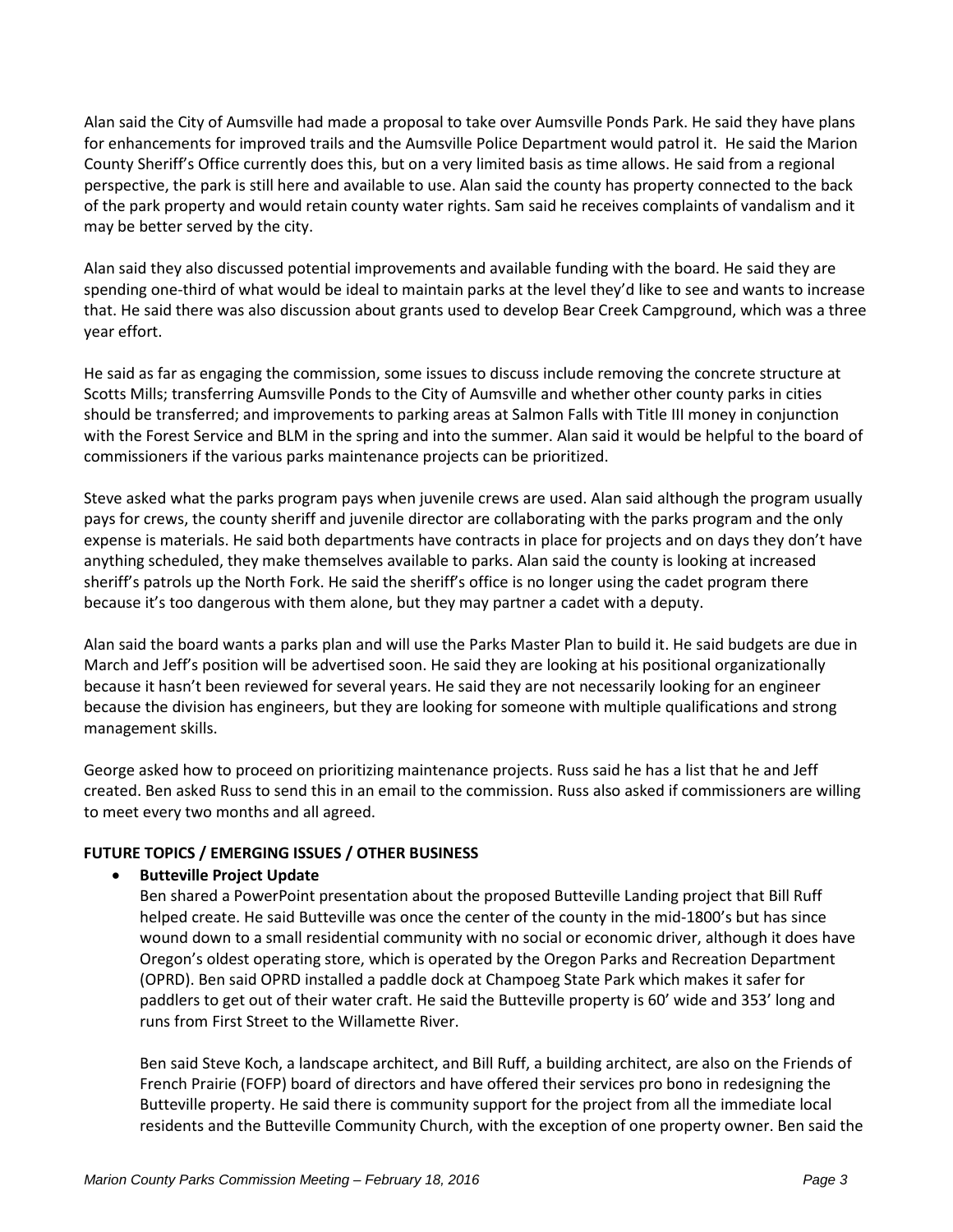Alan said the City of Aumsville had made a proposal to take over Aumsville Ponds Park. He said they have plans for enhancements for improved trails and the Aumsville Police Department would patrol it. He said the Marion County Sheriff's Office currently does this, but on a very limited basis as time allows. He said from a regional perspective, the park is still here and available to use. Alan said the county has property connected to the back of the park property and would retain county water rights. Sam said he receives complaints of vandalism and it may be better served by the city.

Alan said they also discussed potential improvements and available funding with the board. He said they are spending one-third of what would be ideal to maintain parks at the level they'd like to see and wants to increase that. He said there was also discussion about grants used to develop Bear Creek Campground, which was a three year effort.

He said as far as engaging the commission, some issues to discuss include removing the concrete structure at Scotts Mills; transferring Aumsville Ponds to the City of Aumsville and whether other county parks in cities should be transferred; and improvements to parking areas at Salmon Falls with Title III money in conjunction with the Forest Service and BLM in the spring and into the summer. Alan said it would be helpful to the board of commissioners if the various parks maintenance projects can be prioritized.

Steve asked what the parks program pays when juvenile crews are used. Alan said although the program usually pays for crews, the county sheriff and juvenile director are collaborating with the parks program and the only expense is materials. He said both departments have contracts in place for projects and on days they don't have anything scheduled, they make themselves available to parks. Alan said the county is looking at increased sheriff's patrols up the North Fork. He said the sheriff's office is no longer using the cadet program there because it's too dangerous with them alone, but they may partner a cadet with a deputy.

Alan said the board wants a parks plan and will use the Parks Master Plan to build it. He said budgets are due in March and Jeff's position will be advertised soon. He said they are looking at his positional organizationally because it hasn't been reviewed for several years. He said they are not necessarily looking for an engineer because the division has engineers, but they are looking for someone with multiple qualifications and strong management skills.

George asked how to proceed on prioritizing maintenance projects. Russ said he has a list that he and Jeff created. Ben asked Russ to send this in an email to the commission. Russ also asked if commissioners are willing to meet every two months and all agreed.

**FUTURE TOPICS / EMERGING ISSUES / OTHER BUSINESS**

- **Butteville Project Update**

  Ben shared a PowerPoint presentation about the proposed Butteville Landing project that Bill Ruff helped create. He said Butteville was once the center of the county in the mid-1800's but has since wound down to a small residential community with no social or economic driver, although it does have Oregon's oldest operating store, which is operated by the Oregon Parks and Recreation Department (OPRD). Ben said OPRD installed a paddle dock at Champoeg State Park which makes it safer for paddlers to get out of their water craft. He said the Butteville property is 60' wide and 353' long and runs from First Street to the Willamette River.

  Ben said Steve Koch, a landscape architect, and Bill Ruff, a building architect, are also on the Friends of French Prairie (FOFP) board of directors and have offered their services pro bono in redesigning the Butteville property. He said there is community support for the project from all the immediate local residents and the Butteville Community Church, with the exception of one property owner. Ben said the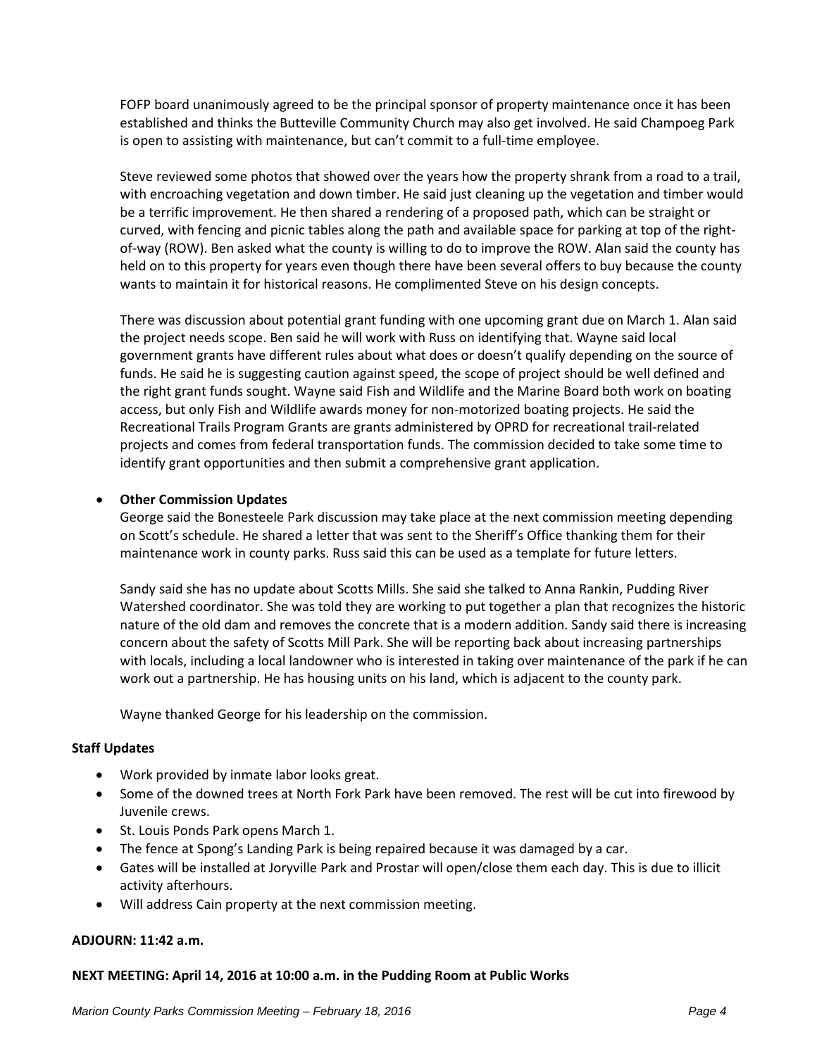FOFP board unanimously agreed to be the principal sponsor of property maintenance once it has been established and thinks the Butteville Community Church may also get involved. He said Champoeg Park is open to assisting with maintenance, but can't commit to a full-time employee.

Steve reviewed some photos that showed over the years how the property shrank from a road to a trail, with encroaching vegetation and down timber. He said just cleaning up the vegetation and timber would be a terrific improvement. He then shared a rendering of a proposed path, which can be straight or curved, with fencing and picnic tables along the path and available space for parking at top of the right-of-way (ROW). Ben asked what the county is willing to do to improve the ROW. Alan said the county has held on to this property for years even though there have been several offers to buy because the county wants to maintain it for historical reasons. He complimented Steve on his design concepts.

There was discussion about potential grant funding with one upcoming grant due on March 1. Alan said the project needs scope. Ben said he will work with Russ on identifying that. Wayne said local government grants have different rules about what does or doesn't qualify depending on the source of funds. He said he is suggesting caution against speed, the scope of project should be well defined and the right grant funds sought. Wayne said Fish and Wildlife and the Marine Board both work on boating access, but only Fish and Wildlife awards money for non-motorized boating projects. He said the Recreational Trails Program Grants are grants administered by OPRD for recreational trail-related projects and comes from federal transportation funds. The commission decided to take some time to identify grant opportunities and then submit a comprehensive grant application.

- **Other Commission Updates**

  George said the Bonesteele Park discussion may take place at the next commission meeting depending on Scott's schedule. He shared a letter that was sent to the Sheriff's Office thanking them for their maintenance work in county parks. Russ said this can be used as a template for future letters.

  Sandy said she has no update about Scotts Mills. She said she talked to Anna Rankin, Pudding River Watershed coordinator. She was told they are working to put together a plan that recognizes the historic nature of the old dam and removes the concrete that is a modern addition. Sandy said there is increasing concern about the safety of Scotts Mill Park. She will be reporting back about increasing partnerships with locals, including a local landowner who is interested in taking over maintenance of the park if he can work out a partnership. He has housing units on his land, which is adjacent to the county park.

  Wayne thanked George for his leadership on the commission.

**Staff Updates**

- Work provided by inmate labor looks great.
- Some of the downed trees at North Fork Park have been removed. The rest will be cut into firewood by Juvenile crews.
- St. Louis Ponds Park opens March 1.
- The fence at Spong's Landing Park is being repaired because it was damaged by a car.
- Gates will be installed at Joryville Park and Prostar will open/close them each day. This is due to illicit activity afterhours.
- Will address Cain property at the next commission meeting.

**ADJOURN: 11:42 a.m.**

**NEXT MEETING: April 14, 2016 at 10:00 a.m. in the Pudding Room at Public Works**